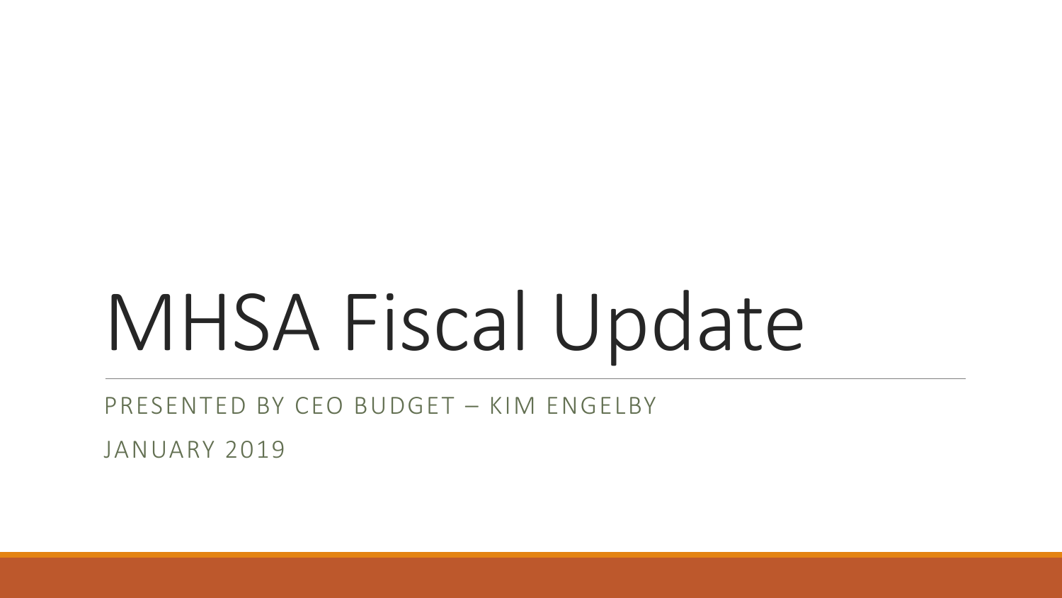# MHSA Fiscal Update

PRESENTED BY CEO BUDGET – KIM ENGELBY

JANUARY 2019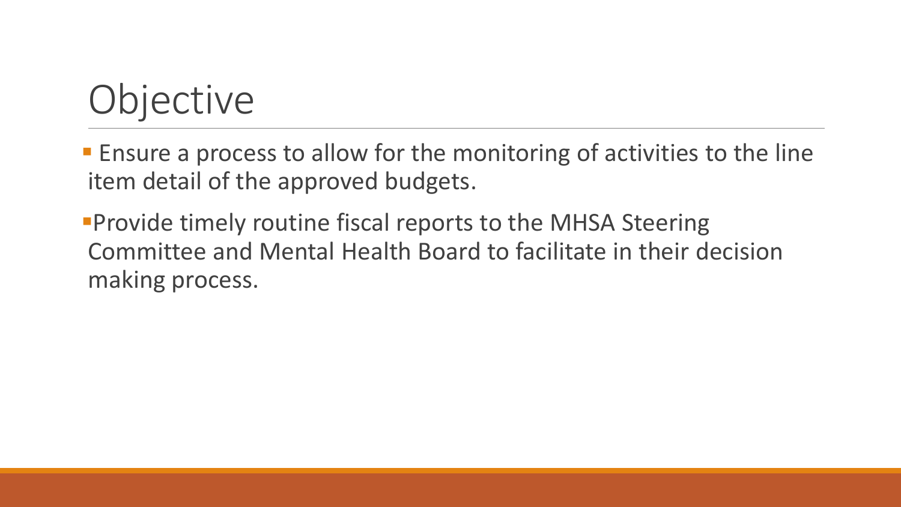# Objective

- Ensure a process to allow for the monitoring of activities to the line item detail of the approved budgets.
- Provide timely routine fiscal reports to the MHSA Steering Committee and Mental Health Board to facilitate in their decision making process.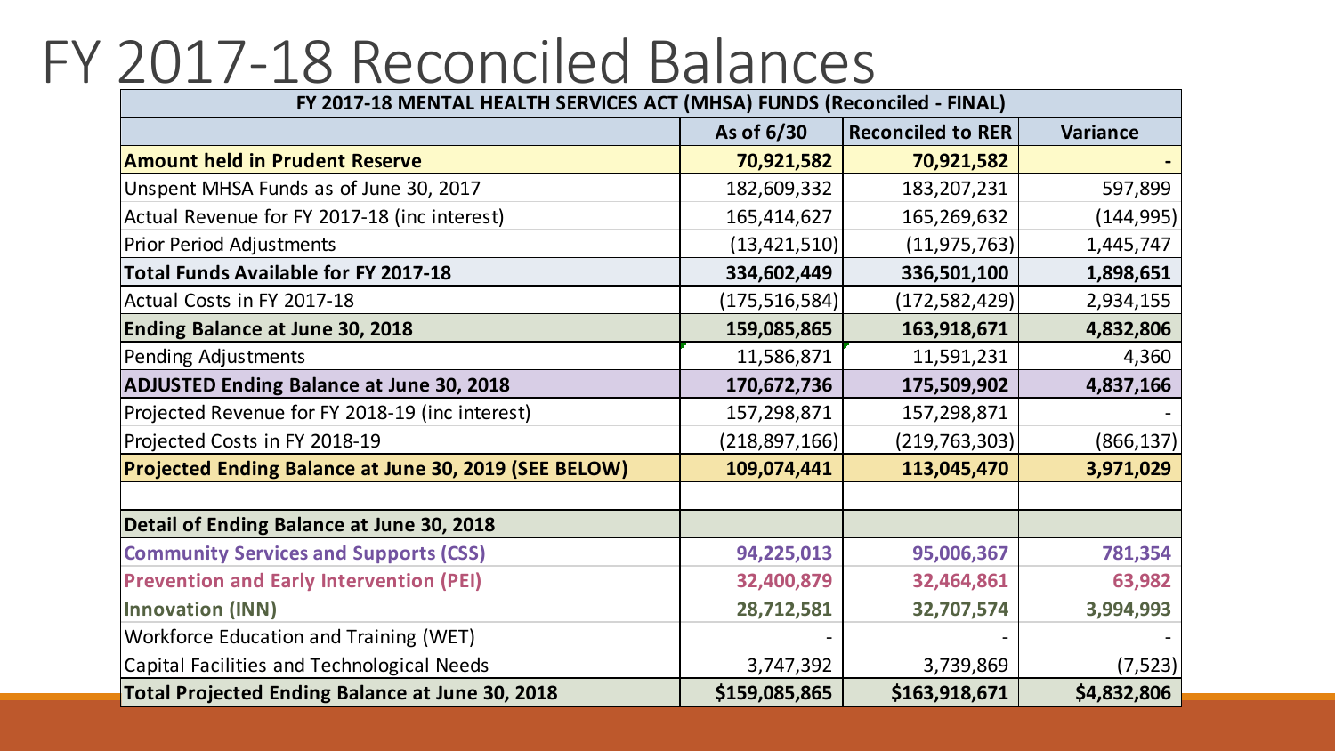# FY 2017-18 Reconciled Balances

| FY 2017-18 MENTAL HEALTH SERVICES ACT (MHSA) FUNDS (Reconciled - FINAL) | | | |
|---|---|---|---|
| | **As of 6/30** | **Reconciled to RER** | **Variance** |
| **Amount held in Prudent Reserve** | **70,921,582** | **70,921,582** | **-** |
| Unspent MHSA Funds as of June 30, 2017 | 182,609,332 | 183,207,231 | 597,899 |
| Actual Revenue for FY 2017-18 (inc interest) | 165,414,627 | 165,269,632 | (144,995) |
| Prior Period Adjustments | (13,421,510) | (11,975,763) | 1,445,747 |
| **Total Funds Available for FY 2017-18** | **334,602,449** | **336,501,100** | **1,898,651** |
| Actual Costs in FY 2017-18 | (175,516,584) | (172,582,429) | 2,934,155 |
| **Ending Balance at June 30, 2018** | **159,085,865** | **163,918,671** | **4,832,806** |
| Pending Adjustments | 11,586,871 | 11,591,231 | 4,360 |
| **ADJUSTED Ending Balance at June 30, 2018** | **170,672,736** | **175,509,902** | **4,837,166** |
| Projected Revenue for FY 2018-19 (inc interest) | 157,298,871 | 157,298,871 | - |
| Projected Costs in FY 2018-19 | (218,897,166) | (219,763,303) | (866,137) |
| **Projected Ending Balance at June 30, 2019 (SEE BELOW)** | **109,074,441** | **113,045,470** | **3,971,029** |
| | | | |
| **Detail of Ending Balance at June 30, 2018** | | | |
| **Community Services and Supports (CSS)** | **94,225,013** | **95,006,367** | **781,354** |
| **Prevention and Early Intervention (PEI)** | **32,400,879** | **32,464,861** | **63,982** |
| **Innovation (INN)** | **28,712,581** | **32,707,574** | **3,994,993** |
| Workforce Education and Training (WET) | - | - | - |
| Capital Facilities and Technological Needs | 3,747,392 | 3,739,869 | (7,523) |
| **Total Projected Ending Balance at June 30, 2018** | **$159,085,865** | **$163,918,671** | **$4,832,806** |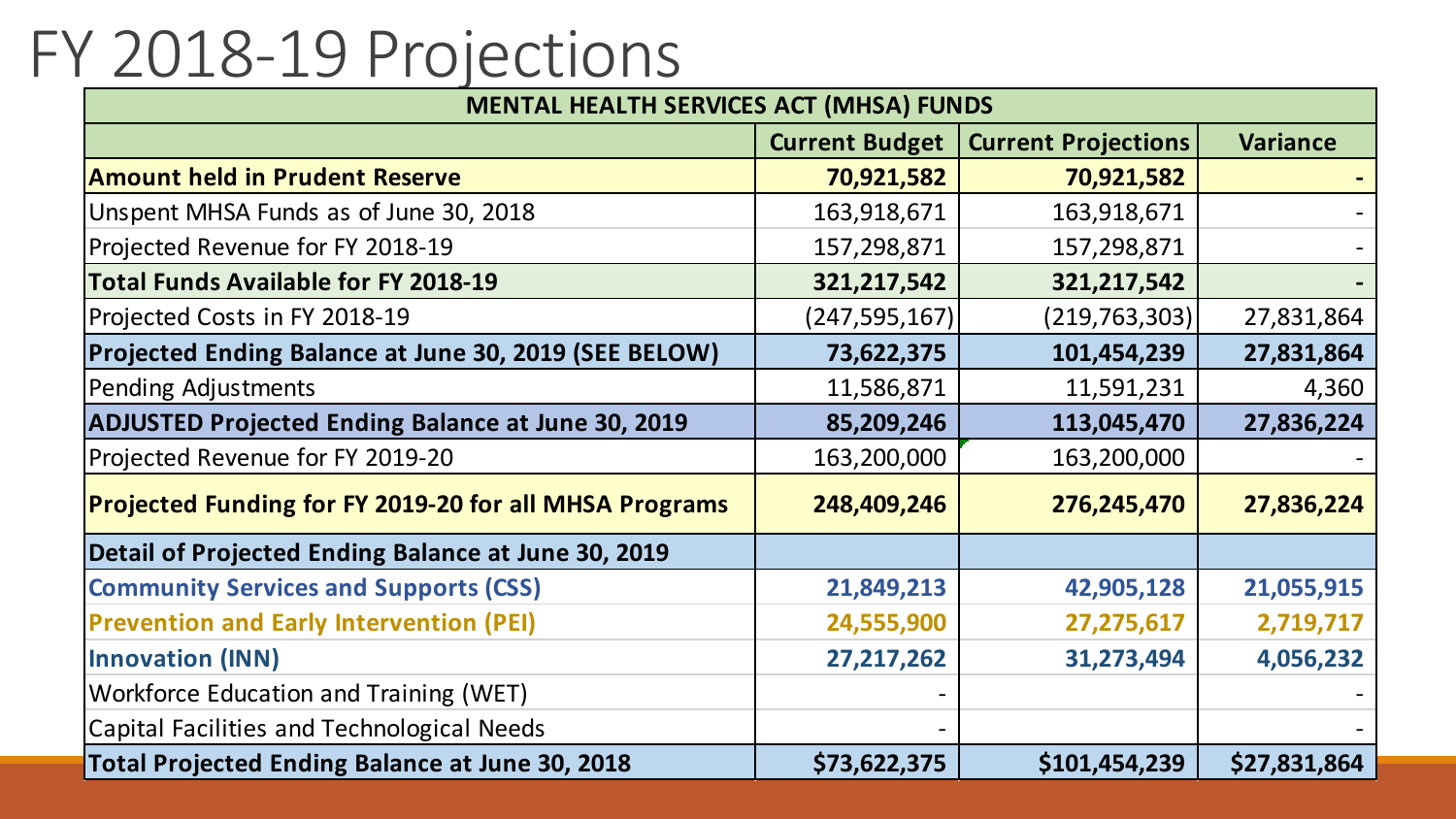# FY 2018-19 Projections

| MENTAL HEALTH SERVICES ACT (MHSA) FUNDS | | | |
|---|---|---|---|
| | **Current Budget** | **Current Projections** | **Variance** |
| **Amount held in Prudent Reserve** | **70,921,582** | **70,921,582** | **-** |
| Unspent MHSA Funds as of June 30, 2018 | 163,918,671 | 163,918,671 | - |
| Projected Revenue for FY 2018-19 | 157,298,871 | 157,298,871 | - |
| **Total Funds Available for FY 2018-19** | **321,217,542** | **321,217,542** | **-** |
| Projected Costs in FY 2018-19 | (247,595,167) | (219,763,303) | 27,831,864 |
| **Projected Ending Balance at June 30, 2019 (SEE BELOW)** | **73,622,375** | **101,454,239** | **27,831,864** |
| Pending Adjustments | 11,586,871 | 11,591,231 | 4,360 |
| **ADJUSTED Projected Ending Balance at June 30, 2019** | **85,209,246** | **113,045,470** | **27,836,224** |
| Projected Revenue for FY 2019-20 | 163,200,000 | 163,200,000 | - |
| **Projected Funding for FY 2019-20 for all MHSA Programs** | **248,409,246** | **276,245,470** | **27,836,224** |
| **Detail of Projected Ending Balance at June 30, 2019** | | | |
| **Community Services and Supports (CSS)** | **21,849,213** | **42,905,128** | **21,055,915** |
| **Prevention and Early Intervention (PEI)** | **24,555,900** | **27,275,617** | **2,719,717** |
| **Innovation (INN)** | **27,217,262** | **31,273,494** | **4,056,232** |
| Workforce Education and Training (WET) | - | | - |
| Capital Facilities and Technological Needs | - | | - |
| **Total Projected Ending Balance at June 30, 2018** | **$73,622,375** | **$101,454,239** | **$27,831,864** |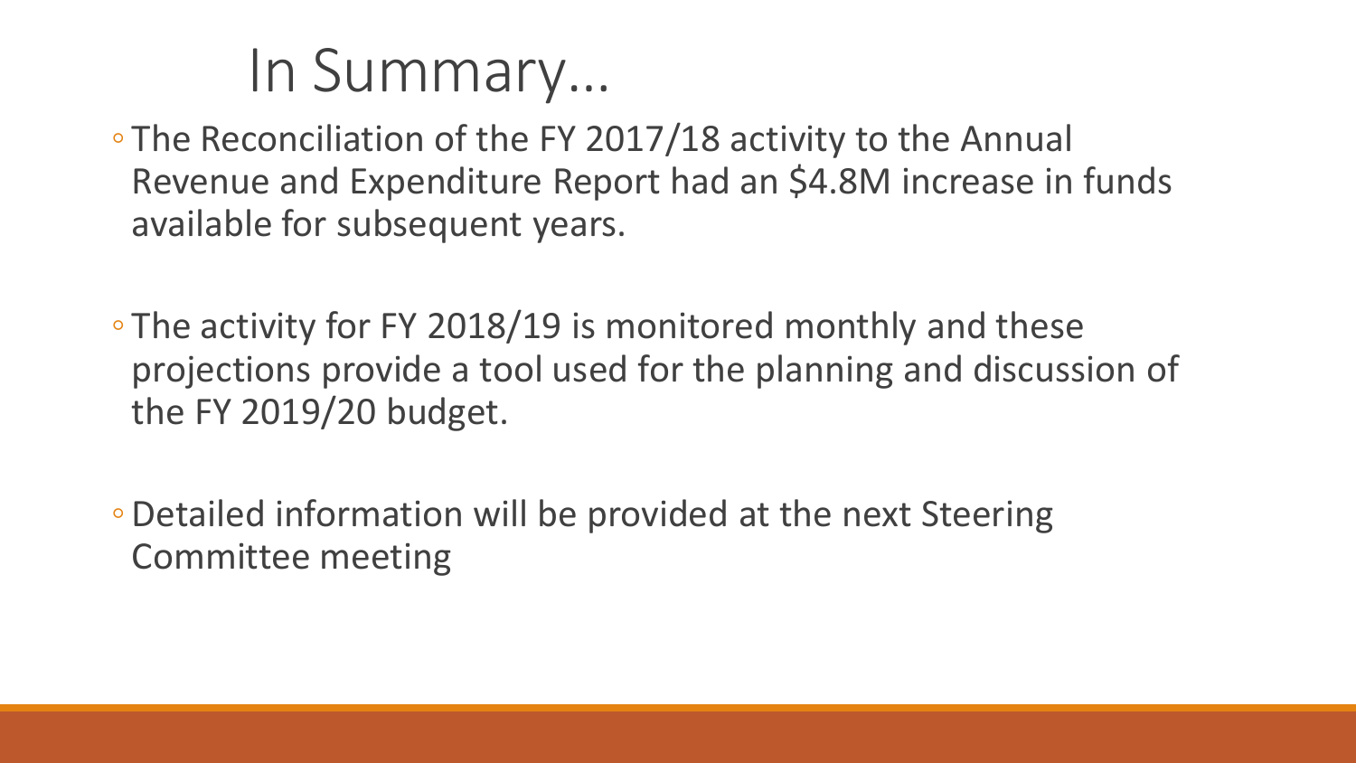# In Summary…

- The Reconciliation of the FY 2017/18 activity to the Annual Revenue and Expenditure Report had an $4.8M increase in funds available for subsequent years.

- The activity for FY 2018/19 is monitored monthly and these projections provide a tool used for the planning and discussion of the FY 2019/20 budget.

- Detailed information will be provided at the next Steering Committee meeting